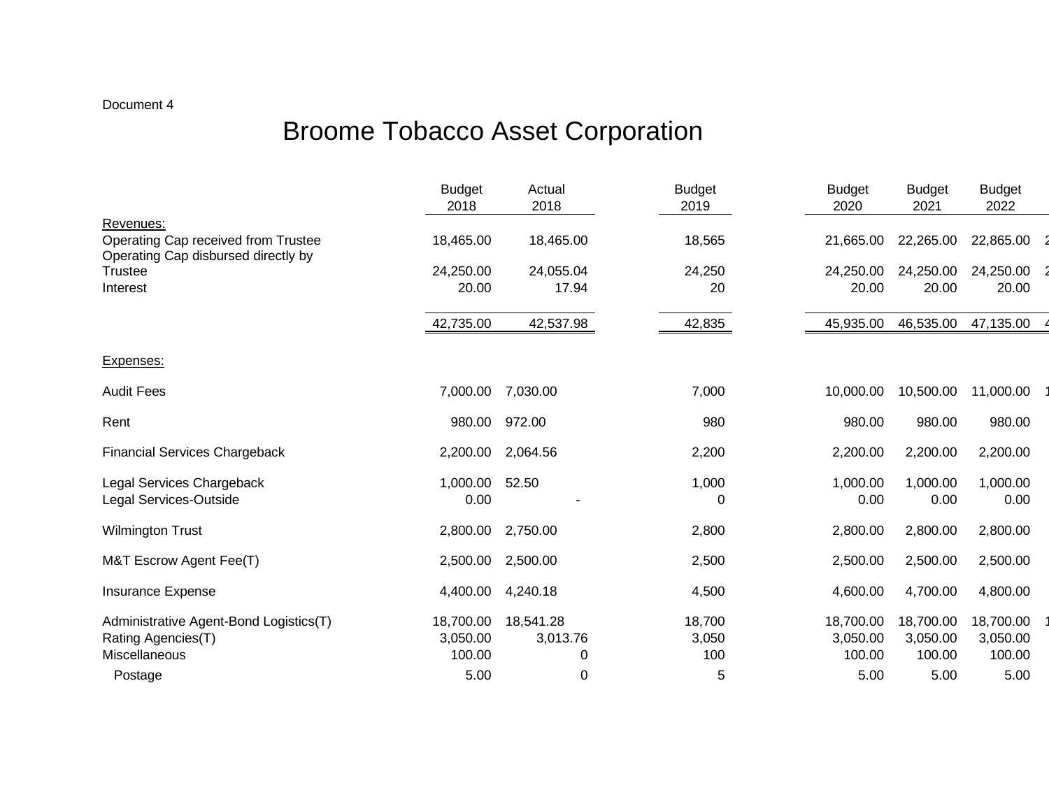Document 4

# Broome Tobacco Asset Corporation

| | Budget 2018 | Actual 2018 | Budget 2019 | Budget 2020 | Budget 2021 | Budget 2022 |
|---|---|---|---|---|---|---|
| Revenues: | | | | | | |
| Operating Cap received from Trustee | 18,465.00 | 18,465.00 | 18,565 | 21,665.00 | 22,265.00 | 22,865.00 |
| Operating Cap disbursed directly by Trustee | 24,250.00 | 24,055.04 | 24,250 | 24,250.00 | 24,250.00 | 24,250.00 |
| Interest | 20.00 | 17.94 | 20 | 20.00 | 20.00 | 20.00 |
| | 42,735.00 | 42,537.98 | 42,835 | 45,935.00 | 46,535.00 | 47,135.00 |
| Expenses: | | | | | | |
| Audit Fees | 7,000.00 | 7,030.00 | 7,000 | 10,000.00 | 10,500.00 | 11,000.00 |
| Rent | 980.00 | 972.00 | 980 | 980.00 | 980.00 | 980.00 |
| Financial Services Chargeback | 2,200.00 | 2,064.56 | 2,200 | 2,200.00 | 2,200.00 | 2,200.00 |
| Legal Services Chargeback | 1,000.00 | 52.50 | 1,000 | 1,000.00 | 1,000.00 | 1,000.00 |
| Legal Services-Outside | 0.00 | - | 0 | 0.00 | 0.00 | 0.00 |
| Wilmington Trust | 2,800.00 | 2,750.00 | 2,800 | 2,800.00 | 2,800.00 | 2,800.00 |
| M&T Escrow Agent Fee(T) | 2,500.00 | 2,500.00 | 2,500 | 2,500.00 | 2,500.00 | 2,500.00 |
| Insurance Expense | 4,400.00 | 4,240.18 | 4,500 | 4,600.00 | 4,700.00 | 4,800.00 |
| Administrative Agent-Bond Logistics(T) | 18,700.00 | 18,541.28 | 18,700 | 18,700.00 | 18,700.00 | 18,700.00 |
| Rating Agencies(T) | 3,050.00 | 3,013.76 | 3,050 | 3,050.00 | 3,050.00 | 3,050.00 |
| Miscellaneous | 100.00 | 0 | 100 | 100.00 | 100.00 | 100.00 |
| Postage | 5.00 | 0 | 5 | 5.00 | 5.00 | 5.00 |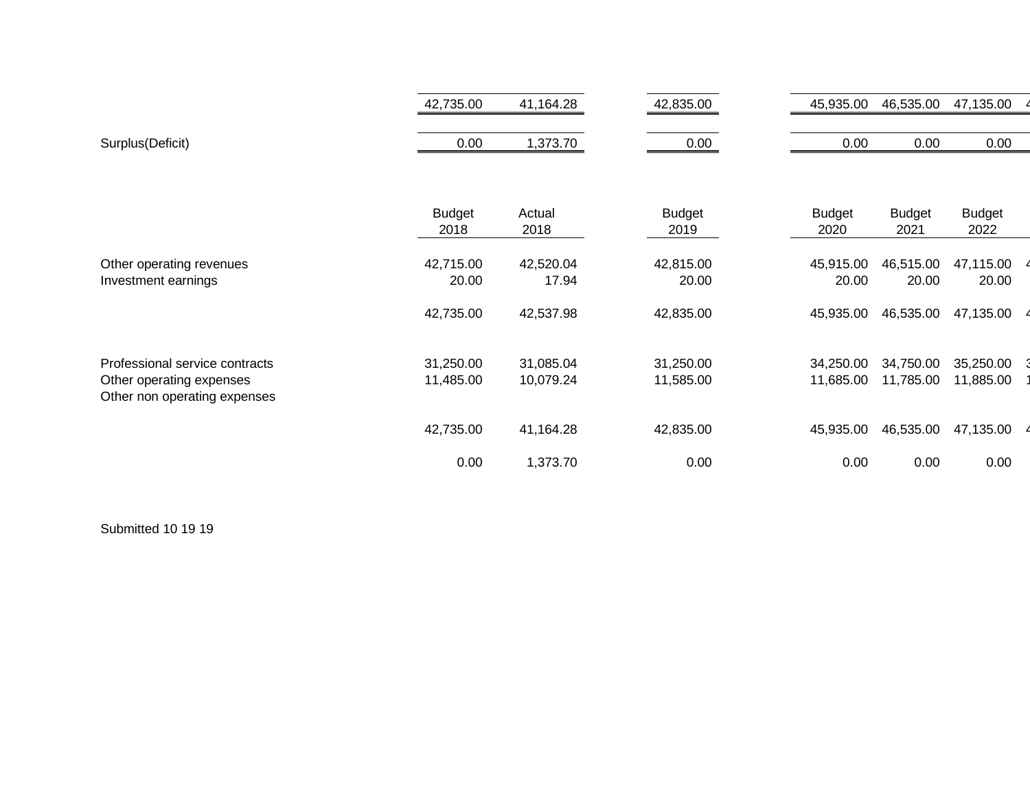| | | | | | | |
|---|---|---|---|---|---|---|
| | 42,735.00 | 41,164.28 | 42,835.00 | 45,935.00 | 46,535.00 | 47,135.00 |
| Surplus(Deficit) | 0.00 | 1,373.70 | 0.00 | 0.00 | 0.00 | 0.00 |

| | Budget 2018 | Actual 2018 | Budget 2019 | Budget 2020 | Budget 2021 | Budget 2022 |
|---|---|---|---|---|---|---|
| Other operating revenues | 42,715.00 | 42,520.04 | 42,815.00 | 45,915.00 | 46,515.00 | 47,115.00 |
| Investment earnings | 20.00 | 17.94 | 20.00 | 20.00 | 20.00 | 20.00 |
| | 42,735.00 | 42,537.98 | 42,835.00 | 45,935.00 | 46,535.00 | 47,135.00 |
| Professional service contracts | 31,250.00 | 31,085.04 | 31,250.00 | 34,250.00 | 34,750.00 | 35,250.00 |
| Other operating expenses | 11,485.00 | 10,079.24 | 11,585.00 | 11,685.00 | 11,785.00 | 11,885.00 |
| Other non operating expenses | | | | | | |
| | 42,735.00 | 41,164.28 | 42,835.00 | 45,935.00 | 46,535.00 | 47,135.00 |
| | 0.00 | 1,373.70 | 0.00 | 0.00 | 0.00 | 0.00 |

Submitted 10 19 19